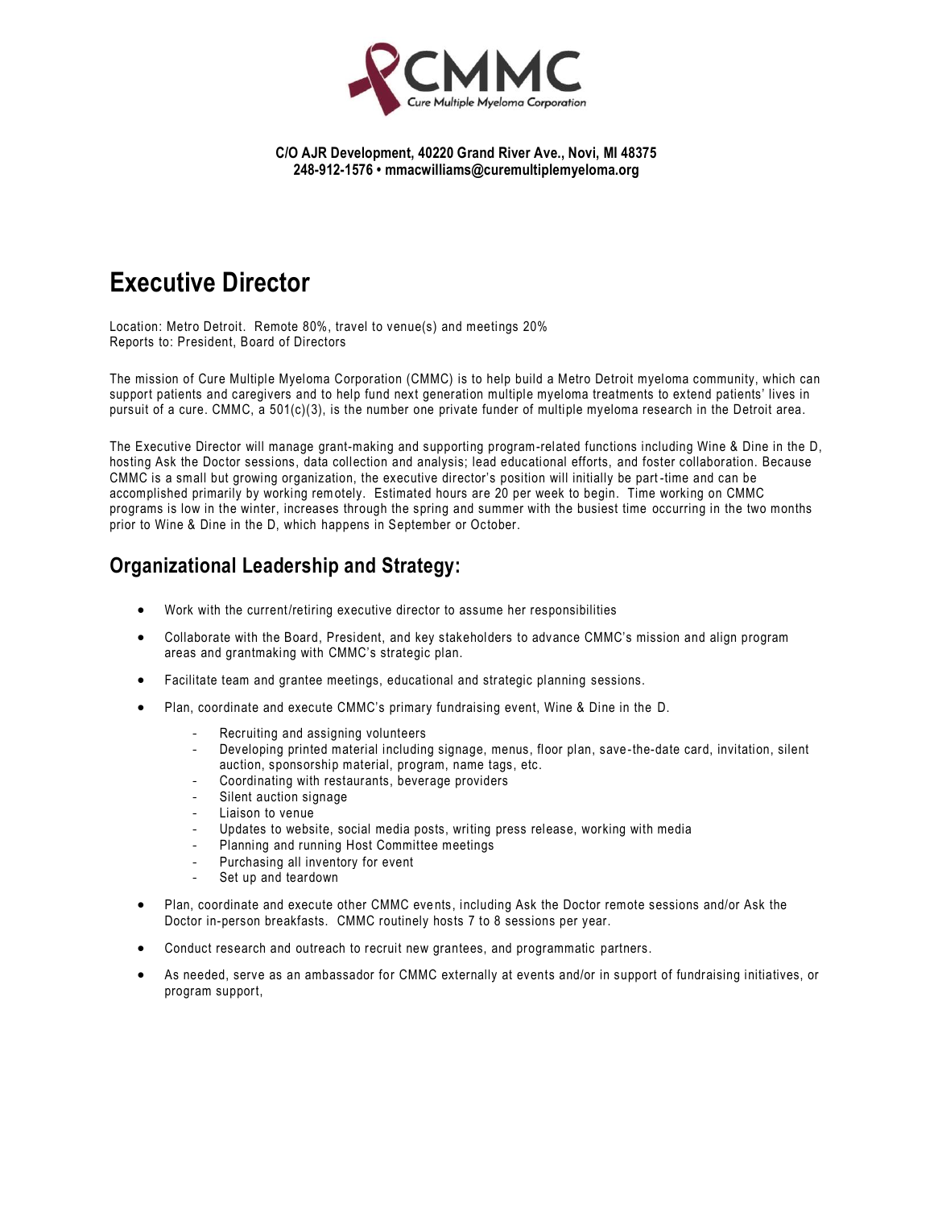CMMC

Cure Multiple Myeloma Corporation

**C/O AJR Development, 40220 Grand River Ave., Novi, MI 48375**
**248-912-1576 • mmacwilliams@curemultiplemyeloma.org**

# Executive Director

Location: Metro Detroit. Remote 80%, travel to venue(s) and meetings 20%
Reports to: President, Board of Directors

The mission of Cure Multiple Myeloma Corporation (CMMC) is to help build a Metro Detroit myeloma community, which can support patients and caregivers and to help fund next generation multiple myeloma treatments to extend patients' lives in pursuit of a cure. CMMC, a 501(c)(3), is the number one private funder of multiple myeloma research in the Detroit area.

The Executive Director will manage grant-making and supporting program-related functions including Wine & Dine in the D, hosting Ask the Doctor sessions, data collection and analysis; lead educational efforts, and foster collaboration. Because CMMC is a small but growing organization, the executive director's position will initially be part-time and can be accomplished primarily by working remotely. Estimated hours are 20 per week to begin. Time working on CMMC programs is low in the winter, increases through the spring and summer with the busiest time occurring in the two months prior to Wine & Dine in the D, which happens in September or October.

## Organizational Leadership and Strategy:

- Work with the current/retiring executive director to assume her responsibilities
- Collaborate with the Board, President, and key stakeholders to advance CMMC's mission and align program areas and grantmaking with CMMC's strategic plan.
- Facilitate team and grantee meetings, educational and strategic planning sessions.
- Plan, coordinate and execute CMMC's primary fundraising event, Wine & Dine in the D.
  - Recruiting and assigning volunteers
  - Developing printed material including signage, menus, floor plan, save-the-date card, invitation, silent auction, sponsorship material, program, name tags, etc.
  - Coordinating with restaurants, beverage providers
  - Silent auction signage
  - Liaison to venue
  - Updates to website, social media posts, writing press release, working with media
  - Planning and running Host Committee meetings
  - Purchasing all inventory for event
  - Set up and teardown
- Plan, coordinate and execute other CMMC events, including Ask the Doctor remote sessions and/or Ask the Doctor in-person breakfasts. CMMC routinely hosts 7 to 8 sessions per year.
- Conduct research and outreach to recruit new grantees, and programmatic partners.
- As needed, serve as an ambassador for CMMC externally at events and/or in support of fundraising initiatives, or program support,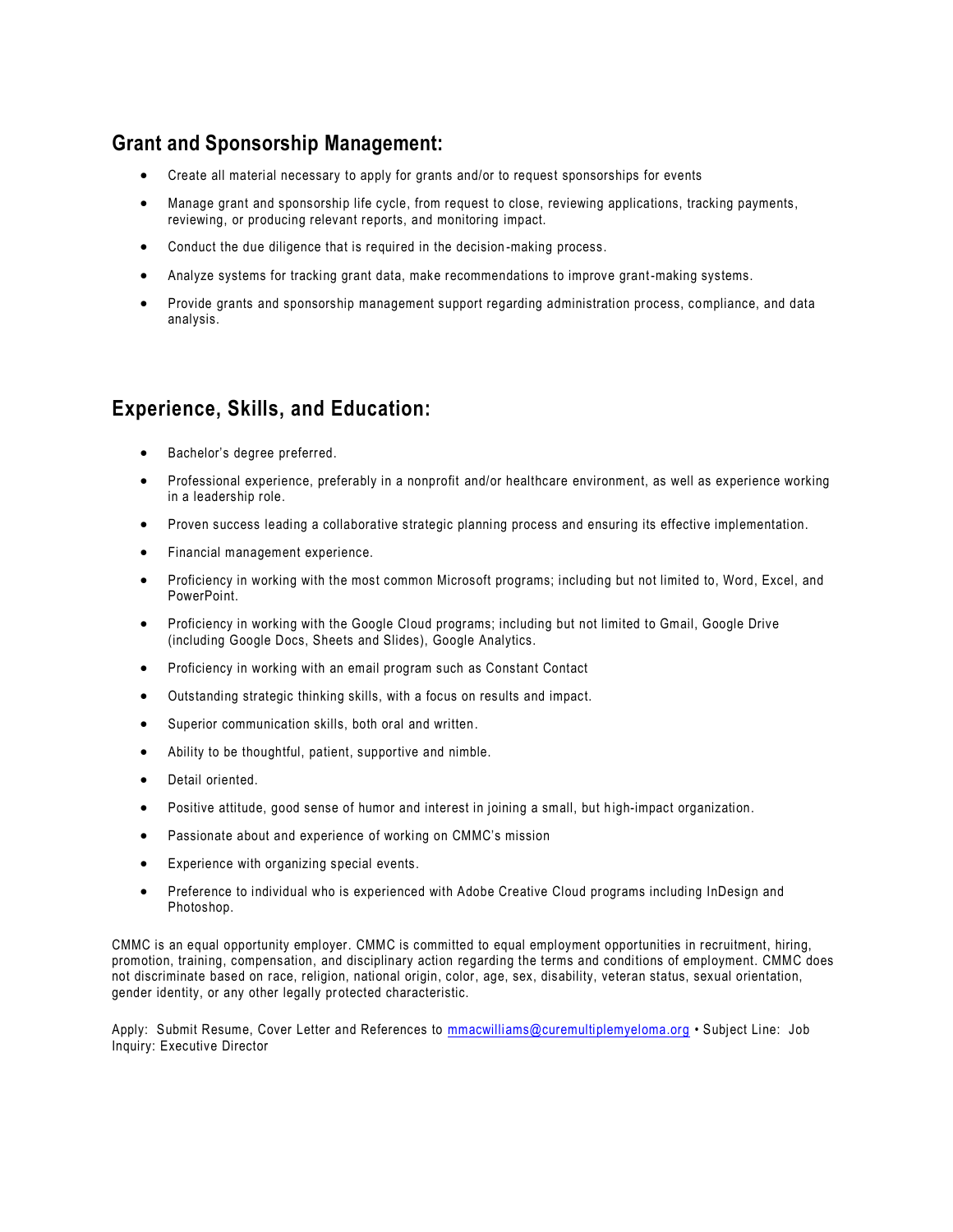## Grant and Sponsorship Management:

- Create all material necessary to apply for grants and/or to request sponsorships for events
- Manage grant and sponsorship life cycle, from request to close, reviewing applications, tracking payments, reviewing, or producing relevant reports, and monitoring impact.
- Conduct the due diligence that is required in the decision-making process.
- Analyze systems for tracking grant data, make recommendations to improve grant-making systems.
- Provide grants and sponsorship management support regarding administration process, compliance, and data analysis.

## Experience, Skills, and Education:

- Bachelor's degree preferred.
- Professional experience, preferably in a nonprofit and/or healthcare environment, as well as experience working in a leadership role.
- Proven success leading a collaborative strategic planning process and ensuring its effective implementation.
- Financial management experience.
- Proficiency in working with the most common Microsoft programs; including but not limited to, Word, Excel, and PowerPoint.
- Proficiency in working with the Google Cloud programs; including but not limited to Gmail, Google Drive (including Google Docs, Sheets and Slides), Google Analytics.
- Proficiency in working with an email program such as Constant Contact
- Outstanding strategic thinking skills, with a focus on results and impact.
- Superior communication skills, both oral and written.
- Ability to be thoughtful, patient, supportive and nimble.
- Detail oriented.
- Positive attitude, good sense of humor and interest in joining a small, but high-impact organization.
- Passionate about and experience of working on CMMC's mission
- Experience with organizing special events.
- Preference to individual who is experienced with Adobe Creative Cloud programs including InDesign and Photoshop.

CMMC is an equal opportunity employer. CMMC is committed to equal employment opportunities in recruitment, hiring, promotion, training, compensation, and disciplinary action regarding the terms and conditions of employment. CMMC does not discriminate based on race, religion, national origin, color, age, sex, disability, veteran status, sexual orientation, gender identity, or any other legally protected characteristic.

Apply: Submit Resume, Cover Letter and References to mmacwilliams@curemultiplemyeloma.org • Subject Line: Job Inquiry: Executive Director